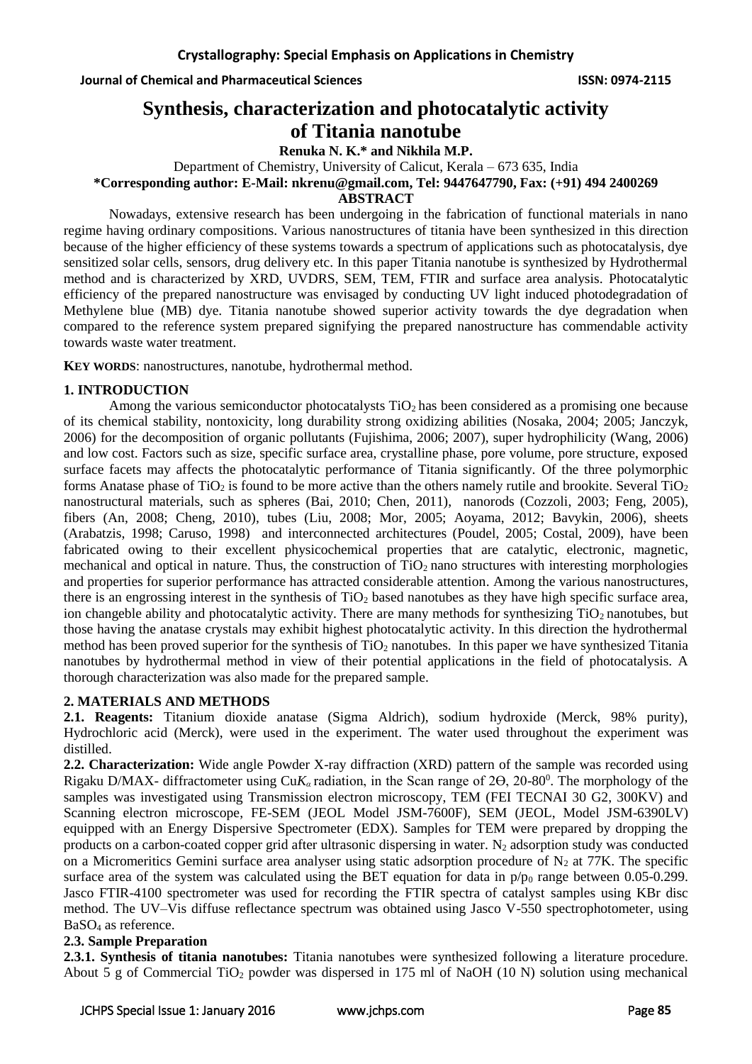# Synthesis, characterization and photocatalytic activity of Titania nanotube

**Renuka N. K.* and Nikhila M.P.**

Department of Chemistry, University of Calicut, Kerala – 673 635, India

***Corresponding author: E-Mail: nkrenu@gmail.com, Tel: 9447647790, Fax: (+91) 494 2400269**

## ABSTRACT

Nowadays, extensive research has been undergoing in the fabrication of functional materials in nano regime having ordinary compositions. Various nanostructures of titania have been synthesized in this direction because of the higher efficiency of these systems towards a spectrum of applications such as photocatalysis, dye sensitized solar cells, sensors, drug delivery etc. In this paper Titania nanotube is synthesized by Hydrothermal method and is characterized by XRD, UVDRS, SEM, TEM, FTIR and surface area analysis. Photocatalytic efficiency of the prepared nanostructure was envisaged by conducting UV light induced photodegradation of Methylene blue (MB) dye. Titania nanotube showed superior activity towards the dye degradation when compared to the reference system prepared signifying the prepared nanostructure has commendable activity towards waste water treatment.

**KEY WORDS**: nanostructures, nanotube, hydrothermal method.

## 1. INTRODUCTION

Among the various semiconductor photocatalysts $TiO_2$ has been considered as a promising one because of its chemical stability, nontoxicity, long durability strong oxidizing abilities (Nosaka, 2004; 2005; Janczyk, 2006) for the decomposition of organic pollutants (Fujishima, 2006; 2007), super hydrophilicity (Wang, 2006) and low cost. Factors such as size, specific surface area, crystalline phase, pore volume, pore structure, exposed surface facets may affects the photocatalytic performance of Titania significantly. Of the three polymorphic forms Anatase phase of $TiO_2$ is found to be more active than the others namely rutile and brookite. Several $TiO_2$ nanostructural materials, such as spheres (Bai, 2010; Chen, 2011), nanorods (Cozzoli, 2003; Feng, 2005), fibers (An, 2008; Cheng, 2010), tubes (Liu, 2008; Mor, 2005; Aoyama, 2012; Bavykin, 2006), sheets (Arabatzis, 1998; Caruso, 1998) and interconnected architectures (Poudel, 2005; Costal, 2009), have been fabricated owing to their excellent physicochemical properties that are catalytic, electronic, magnetic, mechanical and optical in nature. Thus, the construction of $TiO_2$ nano structures with interesting morphologies and properties for superior performance has attracted considerable attention. Among the various nanostructures, there is an engrossing interest in the synthesis of $TiO_2$ based nanotubes as they have high specific surface area, ion changeble ability and photocatalytic activity. There are many methods for synthesizing $TiO_2$ nanotubes, but those having the anatase crystals may exhibit highest photocatalytic activity. In this direction the hydrothermal method has been proved superior for the synthesis of $TiO_2$ nanotubes. In this paper we have synthesized Titania nanotubes by hydrothermal method in view of their potential applications in the field of photocatalysis. A thorough characterization was also made for the prepared sample.

## 2. MATERIALS AND METHODS

**2.1. Reagents:** Titanium dioxide anatase (Sigma Aldrich), sodium hydroxide (Merck, 98% purity), Hydrochloric acid (Merck), were used in the experiment. The water used throughout the experiment was distilled.

**2.2. Characterization:** Wide angle Powder X-ray diffraction (XRD) pattern of the sample was recorded using Rigaku D/MAX- diffractometer using Cu$K_\alpha$ radiation, in the Scan range of 2Θ, 20-80$^0$. The morphology of the samples was investigated using Transmission electron microscopy, TEM (FEI TECNAI 30 G2, 300KV) and Scanning electron microscope, FE-SEM (JEOL Model JSM-7600F), SEM (JEOL, Model JSM-6390LV) equipped with an Energy Dispersive Spectrometer (EDX). Samples for TEM were prepared by dropping the products on a carbon-coated copper grid after ultrasonic dispersing in water. $N_2$ adsorption study was conducted on a Micromeritics Gemini surface area analyser using static adsorption procedure of $N_2$ at 77K. The specific surface area of the system was calculated using the BET equation for data in $p/p_0$ range between 0.05-0.299. Jasco FTIR-4100 spectrometer was used for recording the FTIR spectra of catalyst samples using KBr disc method. The UV–Vis diffuse reflectance spectrum was obtained using Jasco V-550 spectrophotometer, using $BaSO_4$ as reference.

### 2.3. Sample Preparation

**2.3.1. Synthesis of titania nanotubes:** Titania nanotubes were synthesized following a literature procedure. About 5 g of Commercial $TiO_2$ powder was dispersed in 175 ml of NaOH (10 N) solution using mechanical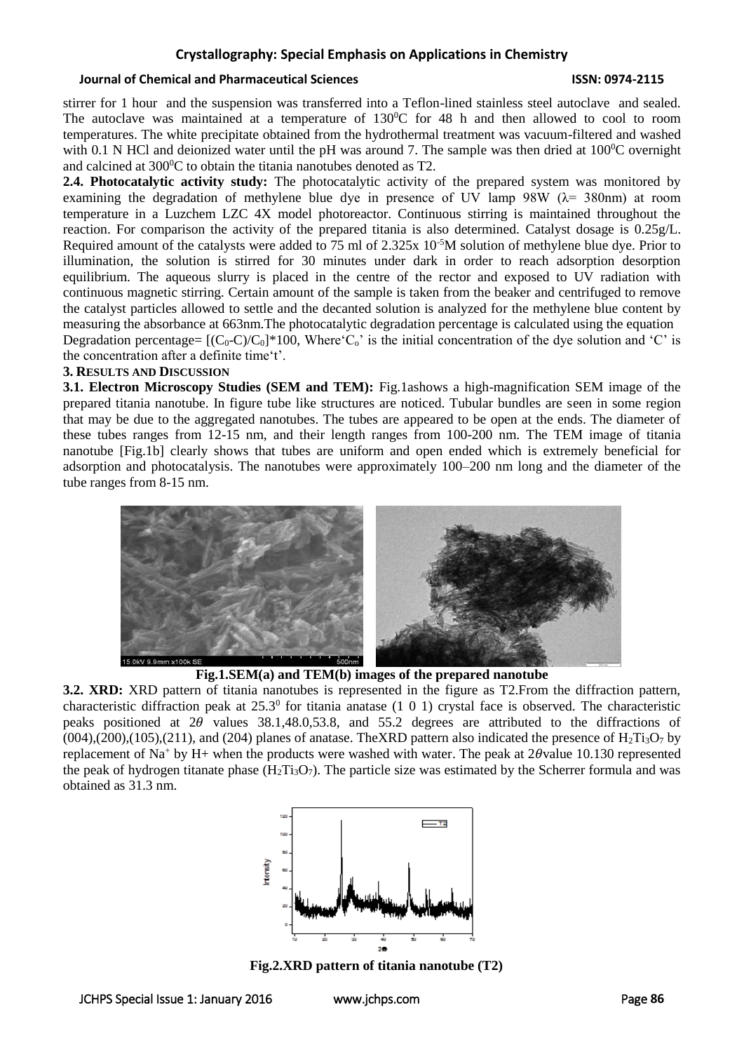stirrer for 1 hour and the suspension was transferred into a Teflon-lined stainless steel autoclave and sealed. The autoclave was maintained at a temperature of 130$^0$C for 48 h and then allowed to cool to room temperatures. The white precipitate obtained from the hydrothermal treatment was vacuum-filtered and washed with 0.1 N HCl and deionized water until the pH was around 7. The sample was then dried at 100$^0$C overnight and calcined at 300$^0$C to obtain the titania nanotubes denoted as T2.

**2.4. Photocatalytic activity study:** The photocatalytic activity of the prepared system was monitored by examining the degradation of methylene blue dye in presence of UV lamp 98W ($\lambda$= 380nm) at room temperature in a Luzchem LZC 4X model photoreactor. Continuous stirring is maintained throughout the reaction. For comparison the activity of the prepared titania is also determined. Catalyst dosage is 0.25g/L. Required amount of the catalysts were added to 75 ml of 2.325x $10^{-5}$M solution of methylene blue dye. Prior to illumination, the solution is stirred for 30 minutes under dark in order to reach adsorption desorption equilibrium. The aqueous slurry is placed in the centre of the rector and exposed to UV radiation with continuous magnetic stirring. Certain amount of the sample is taken from the beaker and centrifuged to remove the catalyst particles allowed to settle and the decanted solution is analyzed for the methylene blue content by measuring the absorbance at 663nm.The photocatalytic degradation percentage is calculated using the equation

Degradation percentage= $[(C_0-C)/C_0]*100$, Where'$C_o$' is the initial concentration of the dye solution and 'C' is the concentration after a definite time't'.

## 3. RESULTS AND DISCUSSION

**3.1. Electron Microscopy Studies (SEM and TEM):** Fig.1ashows a high-magnification SEM image of the prepared titania nanotube. In figure tube like structures are noticed. Tubular bundles are seen in some region that may be due to the aggregated nanotubes. The tubes are appeared to be open at the ends. The diameter of these tubes ranges from 12-15 nm, and their length ranges from 100-200 nm. The TEM image of titania nanotube [Fig.1b] clearly shows that tubes are uniform and open ended which is extremely beneficial for adsorption and photocatalysis. The nanotubes were approximately 100–200 nm long and the diameter of the tube ranges from 8-15 nm.

**Fig.1.SEM(a) and TEM(b) images of the prepared nanotube**

**3.2. XRD:** XRD pattern of titania nanotubes is represented in the figure as T2.From the diffraction pattern, characteristic diffraction peak at 25.3$^0$ for titania anatase (1 0 1) crystal face is observed. The characteristic peaks positioned at 2$\theta$ values 38.1,48.0,53.8, and 55.2 degrees are attributed to the diffractions of (004),(200),(105),(211), and (204) planes of anatase. TheXRD pattern also indicated the presence of $H_2Ti_3O_7$ by replacement of $Na^+$ by H+ when the products were washed with water. The peak at 2$\theta$value 10.130 represented the peak of hydrogen titanate phase ($H_2Ti_3O_7$). The particle size was estimated by the Scherrer formula and was obtained as 31.3 nm.

**Fig.2.XRD pattern of titania nanotube (T2)**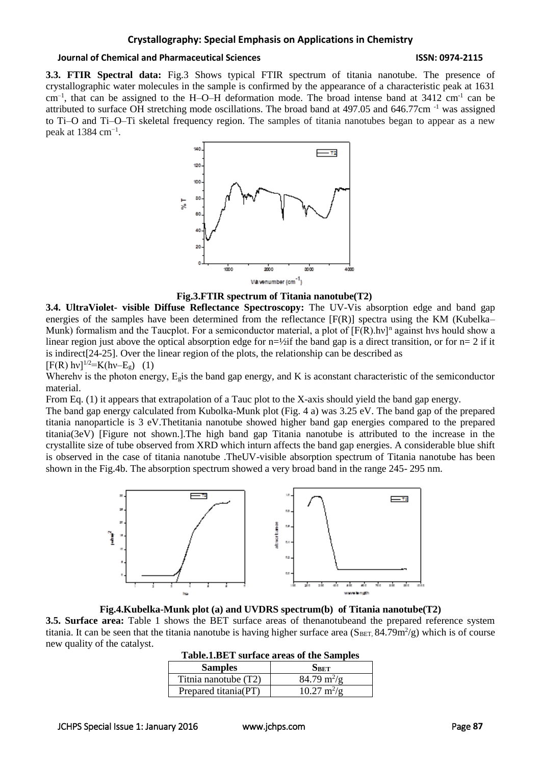**3.3. FTIR Spectral data:** Fig.3 Shows typical FTIR spectrum of titania nanotube. The presence of crystallographic water molecules in the sample is confirmed by the appearance of a characteristic peak at 1631 $cm^{-1}$, that can be assigned to the H–O–H deformation mode. The broad intense band at 3412 $cm^{-1}$ can be attributed to surface OH stretching mode oscillations. The broad band at 497.05 and 646.77cm $^{-1}$ was assigned to Ti–O and Ti–O–Ti skeletal frequency region. The samples of titania nanotubes began to appear as a new peak at 1384 $cm^{-1}$.

**Fig.3.FTIR spectrum of Titania nanotube(T2)**

**3.4. UltraViolet- visible Diffuse Reflectance Spectroscopy:** The UV-Vis absorption edge and band gap energies of the samples have been determined from the reflectance [F(R)] spectra using the KM (Kubelka–Munk) formalism and the Taucplot. For a semiconductor material, a plot of $[F(R).h\nu]^n$ against hνs hould show a linear region just above the optical absorption edge for n=½if the band gap is a direct transition, or for n= 2 if it is indirect[24-25]. Over the linear region of the plots, the relationship can be described as

$[F(R)\ h\nu]^{1/2}=K(h\nu-E_g)$ (1)

Wherehν is the photon energy, $E_g$is the band gap energy, and K is aconstant characteristic of the semiconductor material.

From Eq. (1) it appears that extrapolation of a Tauc plot to the X-axis should yield the band gap energy.

The band gap energy calculated from Kubolka-Munk plot (Fig. 4 a) was 3.25 eV. The band gap of the prepared titania nanoparticle is 3 eV.Thetitania nanotube showed higher band gap energies compared to the prepared titania(3eV) [Figure not shown.].The high band gap Titania nanotube is attributed to the increase in the crystallite size of tube observed from XRD which inturn affects the band gap energies. A considerable blue shift is observed in the case of titania nanotube .TheUV-visible absorption spectrum of Titania nanotube has been shown in the Fig.4b. The absorption spectrum showed a very broad band in the range 245- 295 nm.

**Fig.4.Kubelka-Munk plot (a) and UVDRS spectrum(b) of Titania nanotube(T2)**

**3.5. Surface area:** Table 1 shows the BET surface areas of thenanotubeand the prepared reference system titania. It can be seen that the titania nanotube is having higher surface area ($S_{BET,}$ 84.79$m^2$/g) which is of course new quality of the catalyst.

**Table.1.BET surface areas of the Samples**

| Samples | $S_{BET}$ |
|---|---|
| Titnia nanotube (T2) | 84.79 $m^2$/g |
| Prepared titania(PT) | 10.27 $m^2$/g |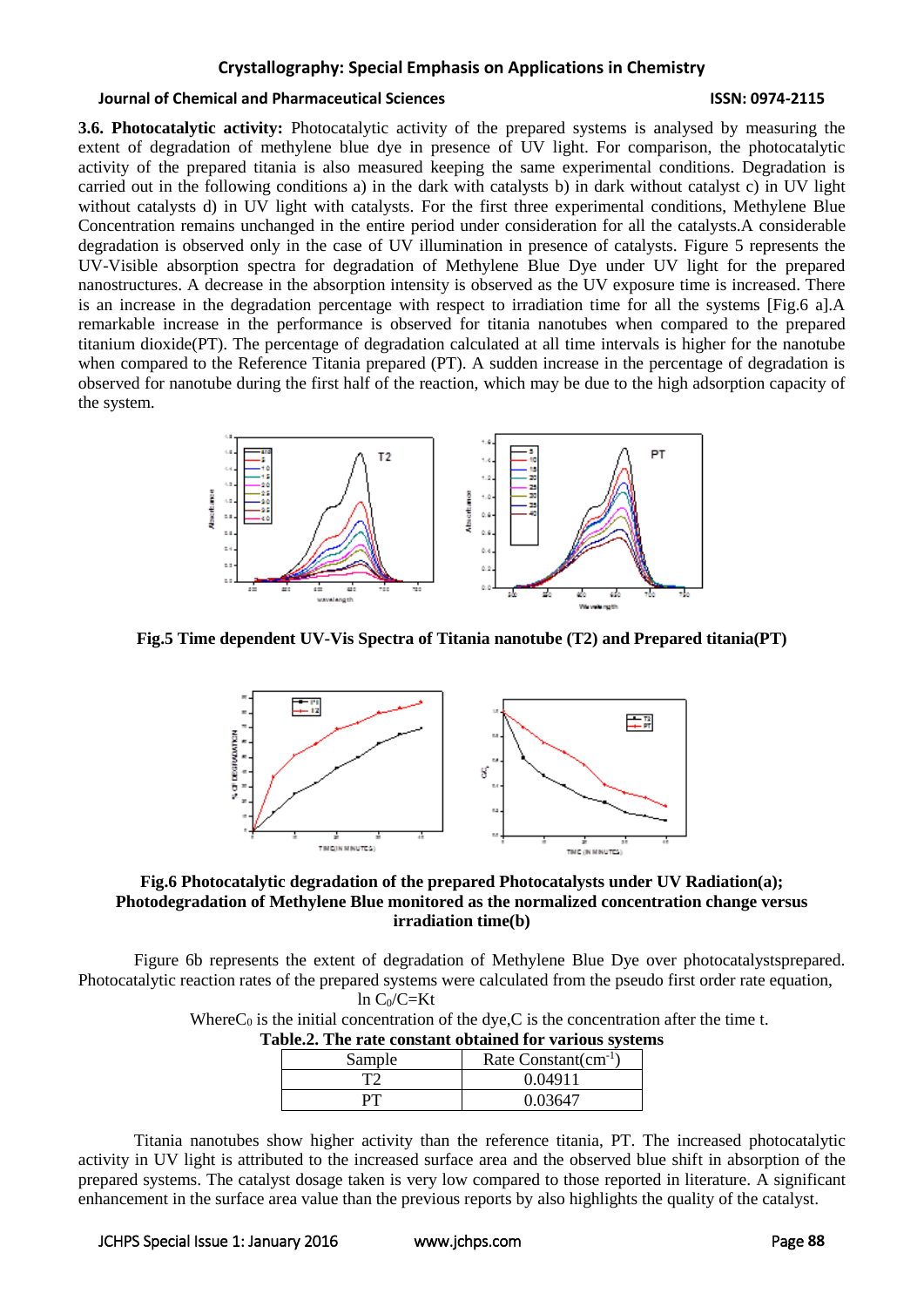**3.6. Photocatalytic activity:** Photocatalytic activity of the prepared systems is analysed by measuring the extent of degradation of methylene blue dye in presence of UV light. For comparison, the photocatalytic activity of the prepared titania is also measured keeping the same experimental conditions. Degradation is carried out in the following conditions a) in the dark with catalysts b) in dark without catalyst c) in UV light without catalysts d) in UV light with catalysts. For the first three experimental conditions, Methylene Blue Concentration remains unchanged in the entire period under consideration for all the catalysts.A considerable degradation is observed only in the case of UV illumination in presence of catalysts. Figure 5 represents the UV-Visible absorption spectra for degradation of Methylene Blue Dye under UV light for the prepared nanostructures. A decrease in the absorption intensity is observed as the UV exposure time is increased. There is an increase in the degradation percentage with respect to irradiation time for all the systems [Fig.6 a].A remarkable increase in the performance is observed for titania nanotubes when compared to the prepared titanium dioxide(PT). The percentage of degradation calculated at all time intervals is higher for the nanotube when compared to the Reference Titania prepared (PT). A sudden increase in the percentage of degradation is observed for nanotube during the first half of the reaction, which may be due to the high adsorption capacity of the system.

**Fig.5 Time dependent UV-Vis Spectra of Titania nanotube (T2) and Prepared titania(PT)**

**Fig.6 Photocatalytic degradation of the prepared Photocatalysts under UV Radiation(a); Photodegradation of Methylene Blue monitored as the normalized concentration change versus irradiation time(b)**

Figure 6b represents the extent of degradation of Methylene Blue Dye over photocatalystsprepared. Photocatalytic reaction rates of the prepared systems were calculated from the pseudo first order rate equation,

$$\ln C_0/C = Kt$$

Where$C_0$ is the initial concentration of the dye,C is the concentration after the time t.

**Table.2. The rate constant obtained for various systems**

| Sample | Rate Constant($cm^{-1}$) |
|---|---|
| T2 | 0.04911 |
| PT | 0.03647 |

Titania nanotubes show higher activity than the reference titania, PT. The increased photocatalytic activity in UV light is attributed to the increased surface area and the observed blue shift in absorption of the prepared systems. The catalyst dosage taken is very low compared to those reported in literature. A significant enhancement in the surface area value than the previous reports by also highlights the quality of the catalyst.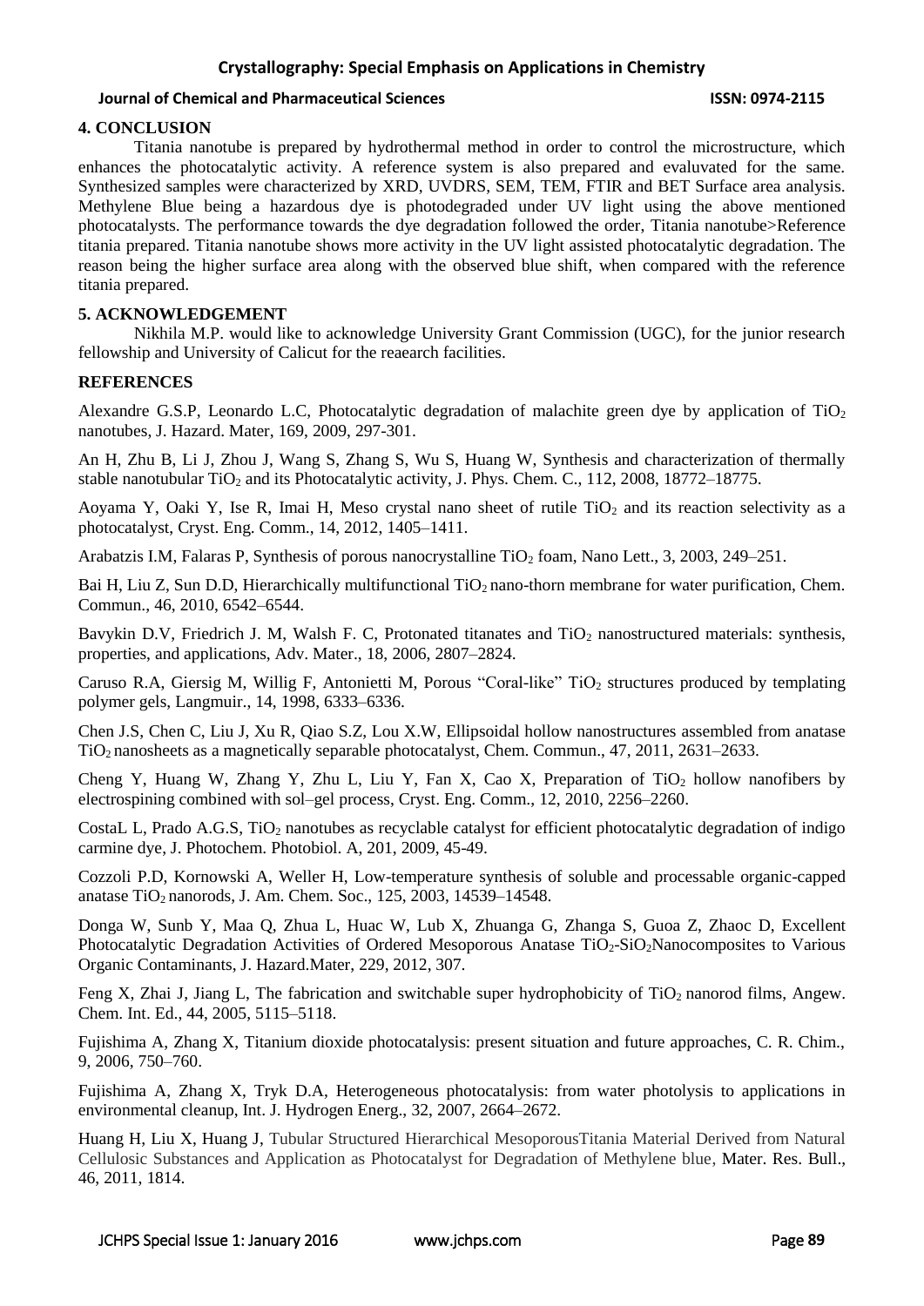## 4. CONCLUSION

Titania nanotube is prepared by hydrothermal method in order to control the microstructure, which enhances the photocatalytic activity. A reference system is also prepared and evaluvated for the same. Synthesized samples were characterized by XRD, UVDRS, SEM, TEM, FTIR and BET Surface area analysis. Methylene Blue being a hazardous dye is photodegraded under UV light using the above mentioned photocatalysts. The performance towards the dye degradation followed the order, Titania nanotube>Reference titania prepared. Titania nanotube shows more activity in the UV light assisted photocatalytic degradation. The reason being the higher surface area along with the observed blue shift, when compared with the reference titania prepared.

## 5. ACKNOWLEDGEMENT

Nikhila M.P. would like to acknowledge University Grant Commission (UGC), for the junior research fellowship and University of Calicut for the reaearch facilities.

## REFERENCES

Alexandre G.S.P, Leonardo L.C, Photocatalytic degradation of malachite green dye by application of $TiO_2$ nanotubes, J. Hazard. Mater, 169, 2009, 297-301.

An H, Zhu B, Li J, Zhou J, Wang S, Zhang S, Wu S, Huang W, Synthesis and characterization of thermally stable nanotubular $TiO_2$ and its Photocatalytic activity, J. Phys. Chem. C., 112, 2008, 18772–18775.

Aoyama Y, Oaki Y, Ise R, Imai H, Meso crystal nano sheet of rutile $TiO_2$ and its reaction selectivity as a photocatalyst, Cryst. Eng. Comm., 14, 2012, 1405–1411.

Arabatzis I.M, Falaras P, Synthesis of porous nanocrystalline $TiO_2$ foam, Nano Lett., 3, 2003, 249–251.

Bai H, Liu Z, Sun D.D, Hierarchically multifunctional $TiO_2$ nano-thorn membrane for water purification, Chem. Commun., 46, 2010, 6542–6544.

Bavykin D.V, Friedrich J. M, Walsh F. C, Protonated titanates and $TiO_2$ nanostructured materials: synthesis, properties, and applications, Adv. Mater., 18, 2006, 2807–2824.

Caruso R.A, Giersig M, Willig F, Antonietti M, Porous "Coral-like" $TiO_2$ structures produced by templating polymer gels, Langmuir., 14, 1998, 6333–6336.

Chen J.S, Chen C, Liu J, Xu R, Qiao S.Z, Lou X.W, Ellipsoidal hollow nanostructures assembled from anatase $TiO_2$ nanosheets as a magnetically separable photocatalyst, Chem. Commun., 47, 2011, 2631–2633.

Cheng Y, Huang W, Zhang Y, Zhu L, Liu Y, Fan X, Cao X, Preparation of $TiO_2$ hollow nanofibers by electrospining combined with sol–gel process, Cryst. Eng. Comm., 12, 2010, 2256–2260.

CostaL L, Prado A.G.S, $TiO_2$ nanotubes as recyclable catalyst for efficient photocatalytic degradation of indigo carmine dye, J. Photochem. Photobiol. A, 201, 2009, 45-49.

Cozzoli P.D, Kornowski A, Weller H, Low-temperature synthesis of soluble and processable organic-capped anatase $TiO_2$ nanorods, J. Am. Chem. Soc., 125, 2003, 14539–14548.

Donga W, Sunb Y, Maa Q, Zhua L, Huac W, Lub X, Zhuanga G, Zhanga S, Guoa Z, Zhaoc D, Excellent Photocatalytic Degradation Activities of Ordered Mesoporous Anatase $TiO_2$-$SiO_2$Nanocomposites to Various Organic Contaminants, J. Hazard.Mater, 229, 2012, 307.

Feng X, Zhai J, Jiang L, The fabrication and switchable super hydrophobicity of $TiO_2$ nanorod films, Angew. Chem. Int. Ed., 44, 2005, 5115–5118.

Fujishima A, Zhang X, Titanium dioxide photocatalysis: present situation and future approaches, C. R. Chim., 9, 2006, 750–760.

Fujishima A, Zhang X, Tryk D.A, Heterogeneous photocatalysis: from water photolysis to applications in environmental cleanup, Int. J. Hydrogen Energ., 32, 2007, 2664–2672.

Huang H, Liu X, Huang J, Tubular Structured Hierarchical MesoporousTitania Material Derived from Natural Cellulosic Substances and Application as Photocatalyst for Degradation of Methylene blue, Mater. Res. Bull., 46, 2011, 1814.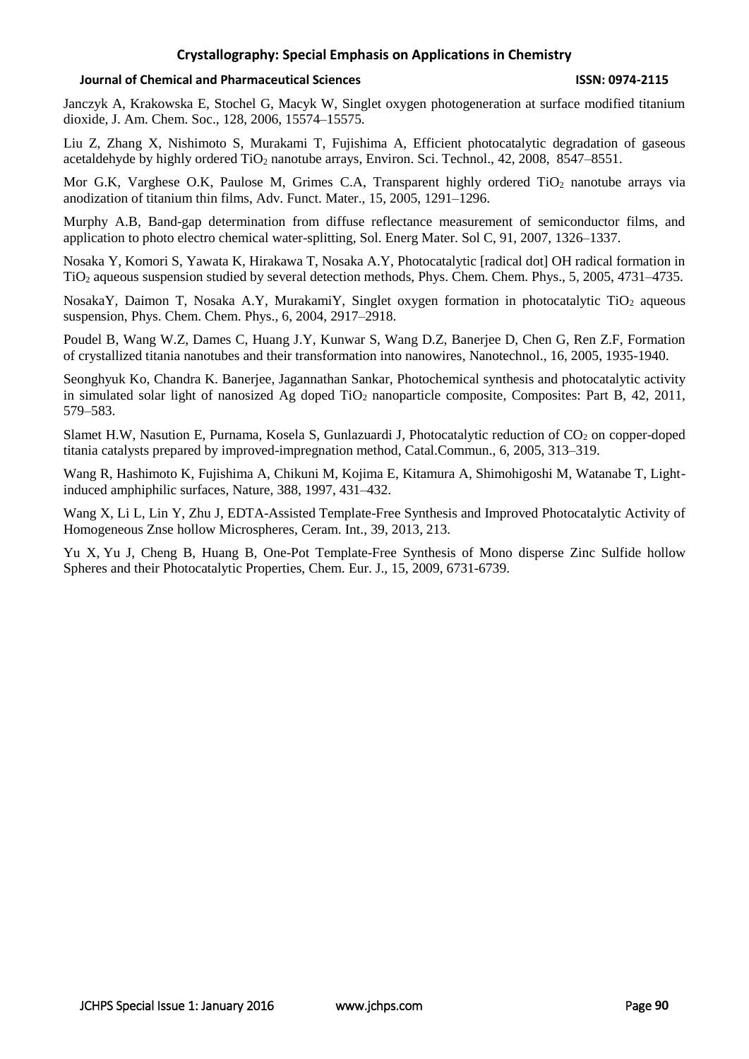Janczyk A, Krakowska E, Stochel G, Macyk W, Singlet oxygen photogeneration at surface modified titanium dioxide, J. Am. Chem. Soc., 128, 2006, 15574–15575.

Liu Z, Zhang X, Nishimoto S, Murakami T, Fujishima A, Efficient photocatalytic degradation of gaseous acetaldehyde by highly ordered $TiO_2$ nanotube arrays, Environ. Sci. Technol., 42, 2008, 8547–8551.

Mor G.K, Varghese O.K, Paulose M, Grimes C.A, Transparent highly ordered $TiO_2$ nanotube arrays via anodization of titanium thin films, Adv. Funct. Mater., 15, 2005, 1291–1296.

Murphy A.B, Band-gap determination from diffuse reflectance measurement of semiconductor films, and application to photo electro chemical water-splitting, Sol. Energ Mater. Sol C, 91, 2007, 1326–1337.

Nosaka Y, Komori S, Yawata K, Hirakawa T, Nosaka A.Y, Photocatalytic [radical dot] OH radical formation in $TiO_2$ aqueous suspension studied by several detection methods, Phys. Chem. Chem. Phys., 5, 2005, 4731–4735.

NosakaY, Daimon T, Nosaka A.Y, MurakamiY, Singlet oxygen formation in photocatalytic $TiO_2$ aqueous suspension, Phys. Chem. Chem. Phys., 6, 2004, 2917–2918.

Poudel B, Wang W.Z, Dames C, Huang J.Y, Kunwar S, Wang D.Z, Banerjee D, Chen G, Ren Z.F, Formation of crystallized titania nanotubes and their transformation into nanowires, Nanotechnol., 16, 2005, 1935-1940.

Seonghyuk Ko, Chandra K. Banerjee, Jagannathan Sankar, Photochemical synthesis and photocatalytic activity in simulated solar light of nanosized Ag doped $TiO_2$ nanoparticle composite, Composites: Part B, 42, 2011, 579–583.

Slamet H.W, Nasution E, Purnama, Kosela S, Gunlazuardi J, Photocatalytic reduction of $CO_2$ on copper-doped titania catalysts prepared by improved-impregnation method, Catal.Commun., 6, 2005, 313–319.

Wang R, Hashimoto K, Fujishima A, Chikuni M, Kojima E, Kitamura A, Shimohigoshi M, Watanabe T, Light-induced amphiphilic surfaces, Nature, 388, 1997, 431–432.

Wang X, Li L, Lin Y, Zhu J, EDTA-Assisted Template-Free Synthesis and Improved Photocatalytic Activity of Homogeneous Znse hollow Microspheres, Ceram. Int., 39, 2013, 213.

Yu X, Yu J, Cheng B, Huang B, One-Pot Template-Free Synthesis of Mono disperse Zinc Sulfide hollow Spheres and their Photocatalytic Properties, Chem. Eur. J., 15, 2009, 6731-6739.